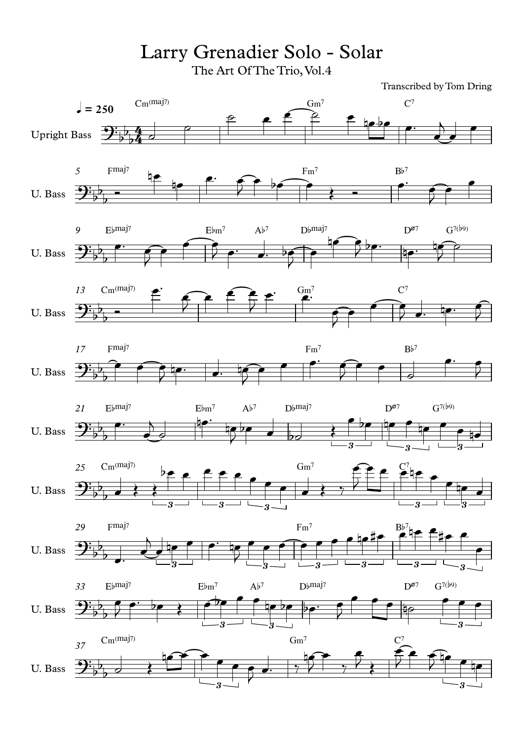# Larry Grenadier Solo - Solar

## The Art Of The Trio, Vol.4

Transcribed by Tom Dring